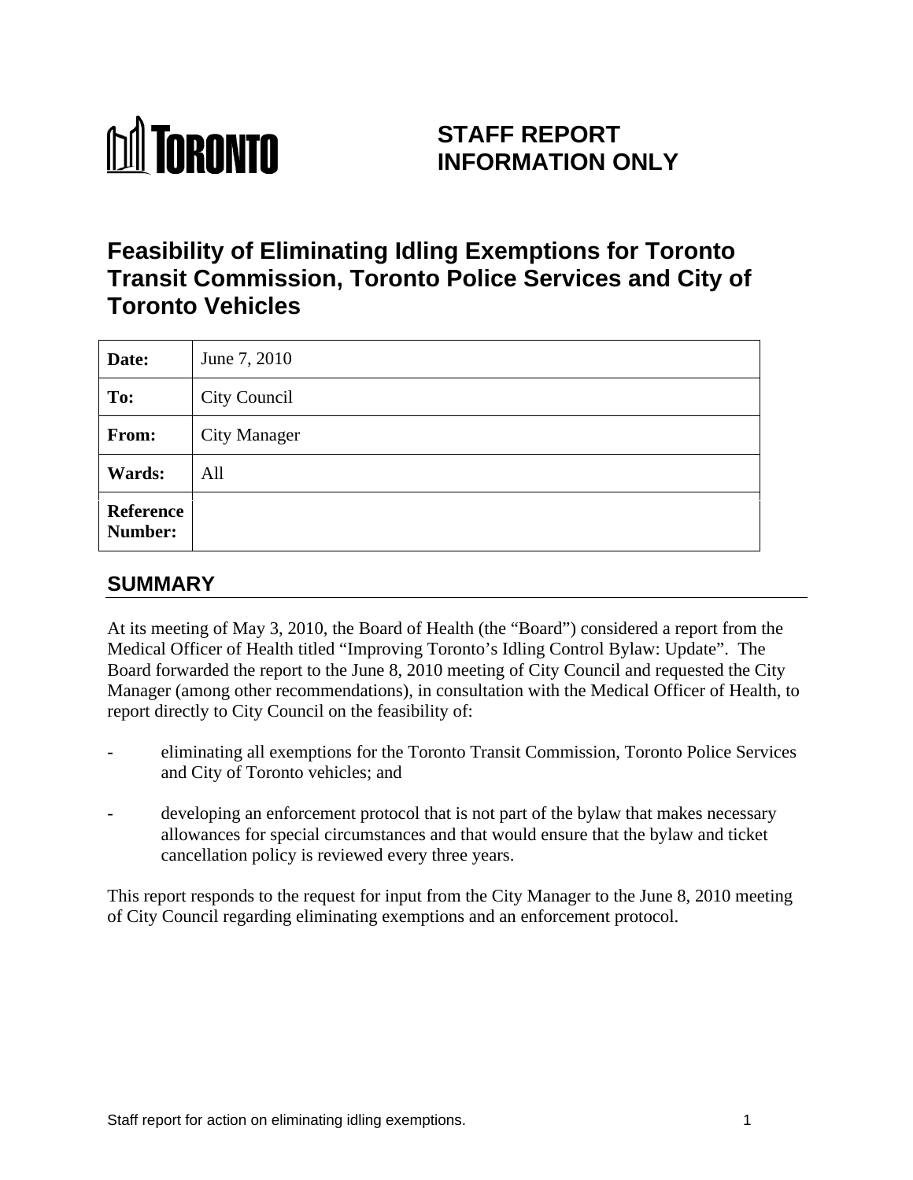TORONTO

# STAFF REPORT
# INFORMATION ONLY

# Feasibility of Eliminating Idling Exemptions for Toronto Transit Commission, Toronto Police Services and City of Toronto Vehicles

| **Date:** | June 7, 2010 |
|---|---|
| **To:** | City Council |
| **From:** | City Manager |
| **Wards:** | All |
| **Reference Number:** | |

## SUMMARY

At its meeting of May 3, 2010, the Board of Health (the "Board") considered a report from the Medical Officer of Health titled "Improving Toronto's Idling Control Bylaw: Update". The Board forwarded the report to the June 8, 2010 meeting of City Council and requested the City Manager (among other recommendations), in consultation with the Medical Officer of Health, to report directly to City Council on the feasibility of:

- eliminating all exemptions for the Toronto Transit Commission, Toronto Police Services and City of Toronto vehicles; and
- developing an enforcement protocol that is not part of the bylaw that makes necessary allowances for special circumstances and that would ensure that the bylaw and ticket cancellation policy is reviewed every three years.

This report responds to the request for input from the City Manager to the June 8, 2010 meeting of City Council regarding eliminating exemptions and an enforcement protocol.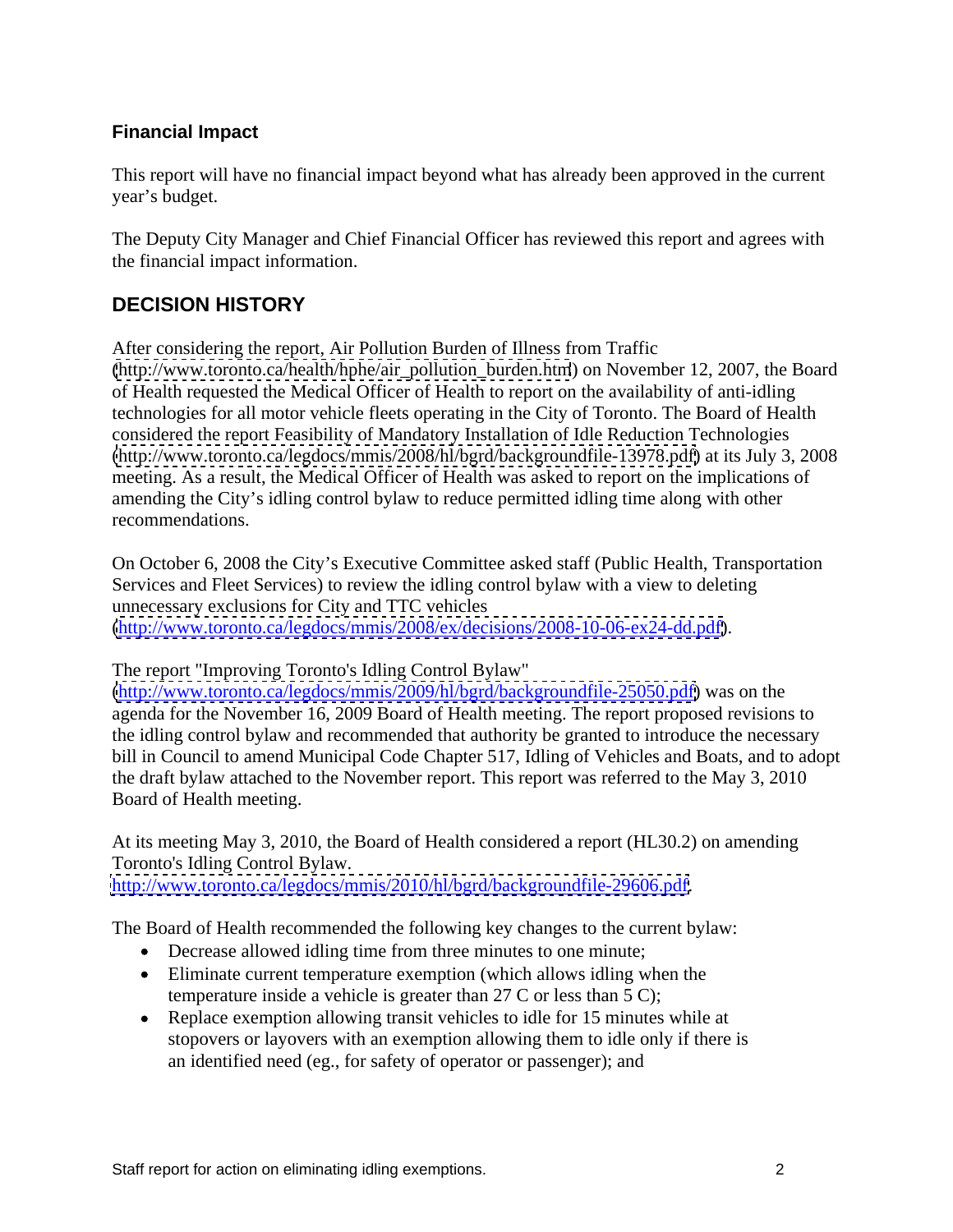## Financial Impact

This report will have no financial impact beyond what has already been approved in the current year's budget.

The Deputy City Manager and Chief Financial Officer has reviewed this report and agrees with the financial impact information.

## DECISION HISTORY

After considering the report, Air Pollution Burden of Illness from Traffic (http://www.toronto.ca/health/hphe/air_pollution_burden.htm) on November 12, 2007, the Board of Health requested the Medical Officer of Health to report on the availability of anti-idling technologies for all motor vehicle fleets operating in the City of Toronto. The Board of Health considered the report Feasibility of Mandatory Installation of Idle Reduction Technologies (http://www.toronto.ca/legdocs/mmis/2008/hl/bgrd/backgroundfile-13978.pdf) at its July 3, 2008 meeting. As a result, the Medical Officer of Health was asked to report on the implications of amending the City's idling control bylaw to reduce permitted idling time along with other recommendations.

On October 6, 2008 the City's Executive Committee asked staff (Public Health, Transportation Services and Fleet Services) to review the idling control bylaw with a view to deleting unnecessary exclusions for City and TTC vehicles (http://www.toronto.ca/legdocs/mmis/2008/ex/decisions/2008-10-06-ex24-dd.pdf).

The report "Improving Toronto's Idling Control Bylaw" (http://www.toronto.ca/legdocs/mmis/2009/hl/bgrd/backgroundfile-25050.pdf) was on the agenda for the November 16, 2009 Board of Health meeting. The report proposed revisions to the idling control bylaw and recommended that authority be granted to introduce the necessary bill in Council to amend Municipal Code Chapter 517, Idling of Vehicles and Boats, and to adopt the draft bylaw attached to the November report. This report was referred to the May 3, 2010 Board of Health meeting.

At its meeting May 3, 2010, the Board of Health considered a report (HL30.2) on amending Toronto's Idling Control Bylaw. http://www.toronto.ca/legdocs/mmis/2010/hl/bgrd/backgroundfile-29606.pdf.

The Board of Health recommended the following key changes to the current bylaw:

- Decrease allowed idling time from three minutes to one minute;
- Eliminate current temperature exemption (which allows idling when the temperature inside a vehicle is greater than 27 C or less than 5 C);
- Replace exemption allowing transit vehicles to idle for 15 minutes while at stopovers or layovers with an exemption allowing them to idle only if there is an identified need (eg., for safety of operator or passenger); and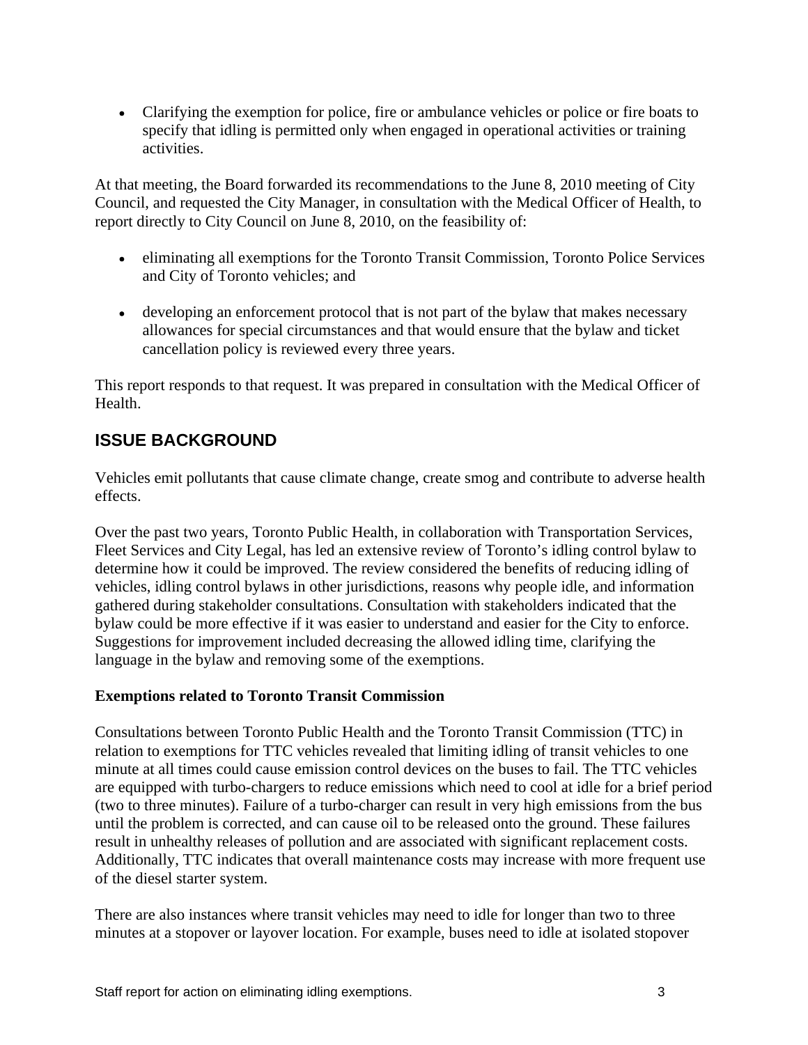- Clarifying the exemption for police, fire or ambulance vehicles or police or fire boats to specify that idling is permitted only when engaged in operational activities or training activities.

At that meeting, the Board forwarded its recommendations to the June 8, 2010 meeting of City Council, and requested the City Manager, in consultation with the Medical Officer of Health, to report directly to City Council on June 8, 2010, on the feasibility of:

- eliminating all exemptions for the Toronto Transit Commission, Toronto Police Services and City of Toronto vehicles; and
- developing an enforcement protocol that is not part of the bylaw that makes necessary allowances for special circumstances and that would ensure that the bylaw and ticket cancellation policy is reviewed every three years.

This report responds to that request. It was prepared in consultation with the Medical Officer of Health.

## ISSUE BACKGROUND

Vehicles emit pollutants that cause climate change, create smog and contribute to adverse health effects.

Over the past two years, Toronto Public Health, in collaboration with Transportation Services, Fleet Services and City Legal, has led an extensive review of Toronto's idling control bylaw to determine how it could be improved. The review considered the benefits of reducing idling of vehicles, idling control bylaws in other jurisdictions, reasons why people idle, and information gathered during stakeholder consultations. Consultation with stakeholders indicated that the bylaw could be more effective if it was easier to understand and easier for the City to enforce. Suggestions for improvement included decreasing the allowed idling time, clarifying the language in the bylaw and removing some of the exemptions.

**Exemptions related to Toronto Transit Commission**

Consultations between Toronto Public Health and the Toronto Transit Commission (TTC) in relation to exemptions for TTC vehicles revealed that limiting idling of transit vehicles to one minute at all times could cause emission control devices on the buses to fail. The TTC vehicles are equipped with turbo-chargers to reduce emissions which need to cool at idle for a brief period (two to three minutes). Failure of a turbo-charger can result in very high emissions from the bus until the problem is corrected, and can cause oil to be released onto the ground. These failures result in unhealthy releases of pollution and are associated with significant replacement costs. Additionally, TTC indicates that overall maintenance costs may increase with more frequent use of the diesel starter system.

There are also instances where transit vehicles may need to idle for longer than two to three minutes at a stopover or layover location. For example, buses need to idle at isolated stopover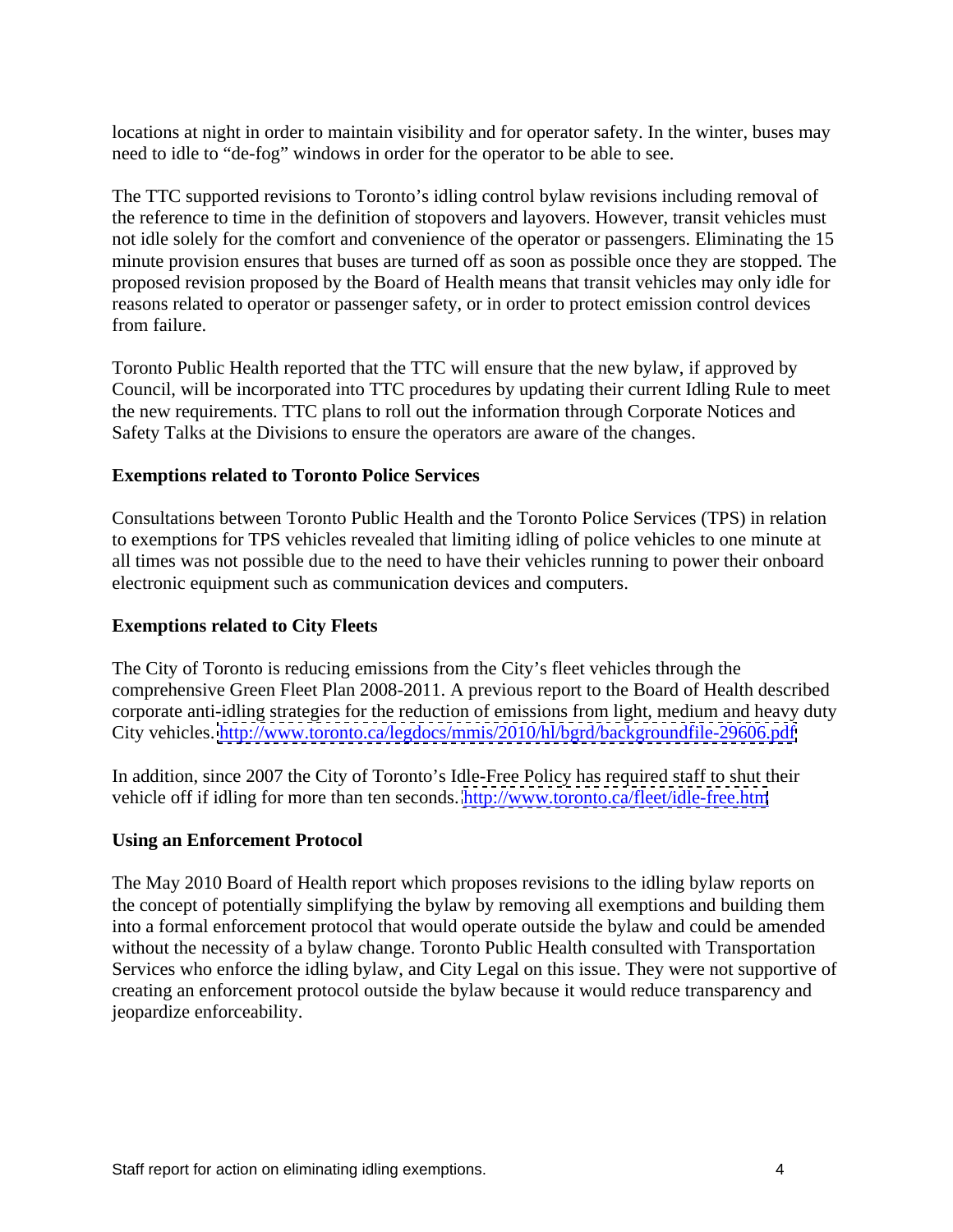locations at night in order to maintain visibility and for operator safety. In the winter, buses may need to idle to "de-fog" windows in order for the operator to be able to see.

The TTC supported revisions to Toronto's idling control bylaw revisions including removal of the reference to time in the definition of stopovers and layovers. However, transit vehicles must not idle solely for the comfort and convenience of the operator or passengers. Eliminating the 15 minute provision ensures that buses are turned off as soon as possible once they are stopped. The proposed revision proposed by the Board of Health means that transit vehicles may only idle for reasons related to operator or passenger safety, or in order to protect emission control devices from failure.

Toronto Public Health reported that the TTC will ensure that the new bylaw, if approved by Council, will be incorporated into TTC procedures by updating their current Idling Rule to meet the new requirements. TTC plans to roll out the information through Corporate Notices and Safety Talks at the Divisions to ensure the operators are aware of the changes.

**Exemptions related to Toronto Police Services**

Consultations between Toronto Public Health and the Toronto Police Services (TPS) in relation to exemptions for TPS vehicles revealed that limiting idling of police vehicles to one minute at all times was not possible due to the need to have their vehicles running to power their onboard electronic equipment such as communication devices and computers.

**Exemptions related to City Fleets**

The City of Toronto is reducing emissions from the City's fleet vehicles through the comprehensive Green Fleet Plan 2008-2011. A previous report to the Board of Health described corporate anti-idling strategies for the reduction of emissions from light, medium and heavy duty City vehicles. http://www.toronto.ca/legdocs/mmis/2010/hl/bgrd/backgroundfile-29606.pdf

In addition, since 2007 the City of Toronto's Idle-Free Policy has required staff to shut their vehicle off if idling for more than ten seconds. http://www.toronto.ca/fleet/idle-free.htm

**Using an Enforcement Protocol**

The May 2010 Board of Health report which proposes revisions to the idling bylaw reports on the concept of potentially simplifying the bylaw by removing all exemptions and building them into a formal enforcement protocol that would operate outside the bylaw and could be amended without the necessity of a bylaw change. Toronto Public Health consulted with Transportation Services who enforce the idling bylaw, and City Legal on this issue. They were not supportive of creating an enforcement protocol outside the bylaw because it would reduce transparency and jeopardize enforceability.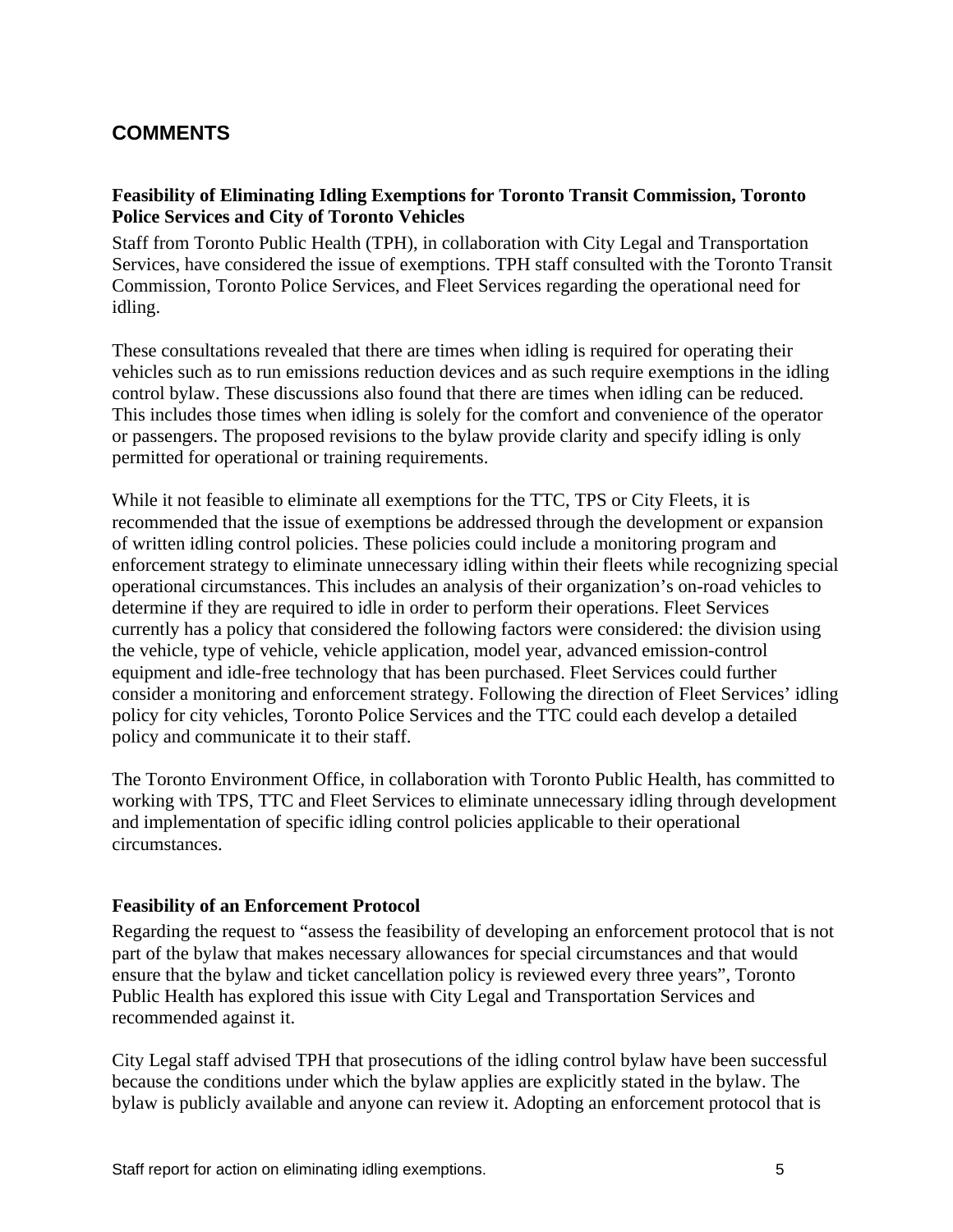## COMMENTS

**Feasibility of Eliminating Idling Exemptions for Toronto Transit Commission, Toronto Police Services and City of Toronto Vehicles**

Staff from Toronto Public Health (TPH), in collaboration with City Legal and Transportation Services, have considered the issue of exemptions. TPH staff consulted with the Toronto Transit Commission, Toronto Police Services, and Fleet Services regarding the operational need for idling.

These consultations revealed that there are times when idling is required for operating their vehicles such as to run emissions reduction devices and as such require exemptions in the idling control bylaw. These discussions also found that there are times when idling can be reduced. This includes those times when idling is solely for the comfort and convenience of the operator or passengers. The proposed revisions to the bylaw provide clarity and specify idling is only permitted for operational or training requirements.

While it not feasible to eliminate all exemptions for the TTC, TPS or City Fleets, it is recommended that the issue of exemptions be addressed through the development or expansion of written idling control policies. These policies could include a monitoring program and enforcement strategy to eliminate unnecessary idling within their fleets while recognizing special operational circumstances. This includes an analysis of their organization's on-road vehicles to determine if they are required to idle in order to perform their operations. Fleet Services currently has a policy that considered the following factors were considered: the division using the vehicle, type of vehicle, vehicle application, model year, advanced emission-control equipment and idle-free technology that has been purchased. Fleet Services could further consider a monitoring and enforcement strategy. Following the direction of Fleet Services' idling policy for city vehicles, Toronto Police Services and the TTC could each develop a detailed policy and communicate it to their staff.

The Toronto Environment Office, in collaboration with Toronto Public Health, has committed to working with TPS, TTC and Fleet Services to eliminate unnecessary idling through development and implementation of specific idling control policies applicable to their operational circumstances.

**Feasibility of an Enforcement Protocol**

Regarding the request to "assess the feasibility of developing an enforcement protocol that is not part of the bylaw that makes necessary allowances for special circumstances and that would ensure that the bylaw and ticket cancellation policy is reviewed every three years", Toronto Public Health has explored this issue with City Legal and Transportation Services and recommended against it.

City Legal staff advised TPH that prosecutions of the idling control bylaw have been successful because the conditions under which the bylaw applies are explicitly stated in the bylaw. The bylaw is publicly available and anyone can review it. Adopting an enforcement protocol that is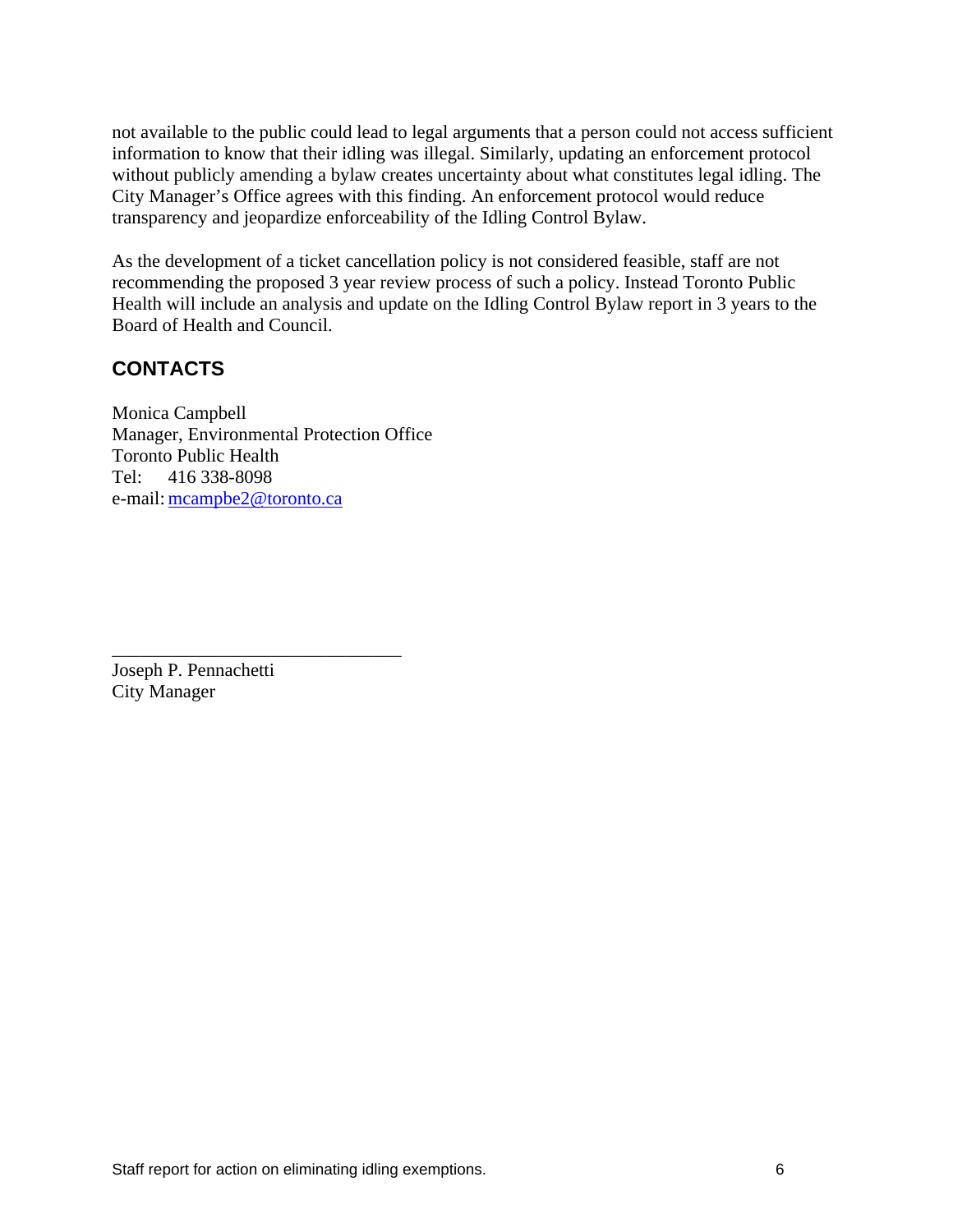not available to the public could lead to legal arguments that a person could not access sufficient information to know that their idling was illegal. Similarly, updating an enforcement protocol without publicly amending a bylaw creates uncertainty about what constitutes legal idling. The City Manager's Office agrees with this finding. An enforcement protocol would reduce transparency and jeopardize enforceability of the Idling Control Bylaw.

As the development of a ticket cancellation policy is not considered feasible, staff are not recommending the proposed 3 year review process of such a policy. Instead Toronto Public Health will include an analysis and update on the Idling Control Bylaw report in 3 years to the Board of Health and Council.

## CONTACTS

Monica Campbell
Manager, Environmental Protection Office
Toronto Public Health
Tel: 416 338-8098
e-mail: mcampbe2@toronto.ca

_______________________________
Joseph P. Pennachetti
City Manager